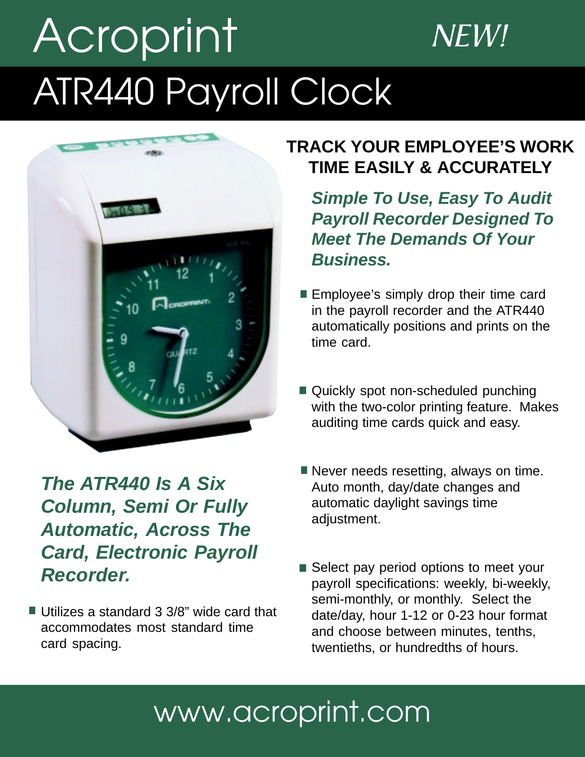# Acroprint

*NEW!*

# ATR440 Payroll Clock

## TRACK YOUR EMPLOYEE'S WORK TIME EASILY & ACCURATELY

***Simple To Use, Easy To Audit Payroll Recorder Designed To Meet The Demands Of Your Business.***

- Employee's simply drop their time card in the payroll recorder and the ATR440 automatically positions and prints on the time card.
- Quickly spot non-scheduled punching with the two-color printing feature. Makes auditing time cards quick and easy.
- Never needs resetting, always on time. Auto month, day/date changes and automatic daylight savings time adjustment.
- Select pay period options to meet your payroll specifications: weekly, bi-weekly, semi-monthly, or monthly. Select the date/day, hour 1-12 or 0-23 hour format and choose between minutes, tenths, twentieths, or hundredths of hours.

***The ATR440 Is A Six Column, Semi Or Fully Automatic, Across The Card, Electronic Payroll Recorder.***

- Utilizes a standard 3 3/8" wide card that accommodates most standard time card spacing.

www.acroprint.com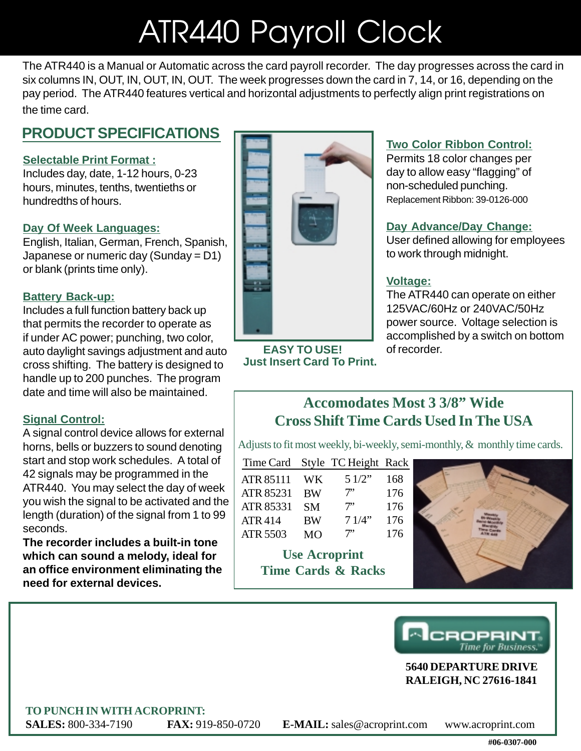# ATR440 Payroll Clock

The ATR440 is a Manual or Automatic across the card payroll recorder. The day progresses across the card in six columns IN, OUT, IN, OUT, IN, OUT. The week progresses down the card in 7, 14, or 16, depending on the pay period. The ATR440 features vertical and horizontal adjustments to perfectly align print registrations on the time card.

## PRODUCT SPECIFICATIONS

### Selectable Print Format :

Includes day, date, 1-12 hours, 0-23 hours, minutes, tenths, twentieths or hundredths of hours.

### Day Of Week Languages:

English, Italian, German, French, Spanish, Japanese or numeric day (Sunday = D1) or blank (prints time only).

### Battery Back-up:

Includes a full function battery back up that permits the recorder to operate as if under AC power; punching, two color, auto daylight savings adjustment and auto cross shifting. The battery is designed to handle up to 200 punches. The program date and time will also be maintained.

### Signal Control:

A signal control device allows for external horns, bells or buzzers to sound denoting start and stop work schedules. A total of 42 signals may be programmed in the ATR440. You may select the day of week you wish the signal to be activated and the length (duration) of the signal from 1 to 99 seconds.

**The recorder includes a built-in tone which can sound a melody, ideal for an office environment eliminating the need for external devices.**

**EASY TO USE!**
**Just Insert Card To Print.**

### Two Color Ribbon Control:

Permits 18 color changes per day to allow easy “flagging” of non-scheduled punching.

Replacement Ribbon: 39-0126-000

### Day Advance/Day Change:

User defined allowing for employees to work through midnight.

### Voltage:

The ATR440 can operate on either 125VAC/60Hz or 240VAC/50Hz power source. Voltage selection is accomplished by a switch on bottom of recorder.

## Accomodates Most 3 3/8” Wide Cross Shift Time Cards Used In The USA

Adjusts to fit most weekly, bi-weekly, semi-monthly, & monthly time cards.

| Time Card | Style | TC Height | Rack |
|---|---|---|---|
| ATR 85111 | WK | 5 1/2” | 168 |
| ATR 85231 | BW | 7” | 176 |
| ATR 85331 | SM | 7” | 176 |
| ATR 414 | BW | 7 1/4” | 176 |
| ATR 5503 | MO | 7” | 176 |

**Use Acroprint Time Cards & Racks**

ACROPRINT *Time for Business.*

**5640 DEPARTURE DRIVE**
**RALEIGH, NC 27616-1841**

**TO PUNCH IN WITH ACROPRINT:**

**SALES:** 800-334-7190 **FAX:** 919-850-0720 **E-MAIL:** sales@acroprint.com www.acroprint.com

**#06-0307-000**